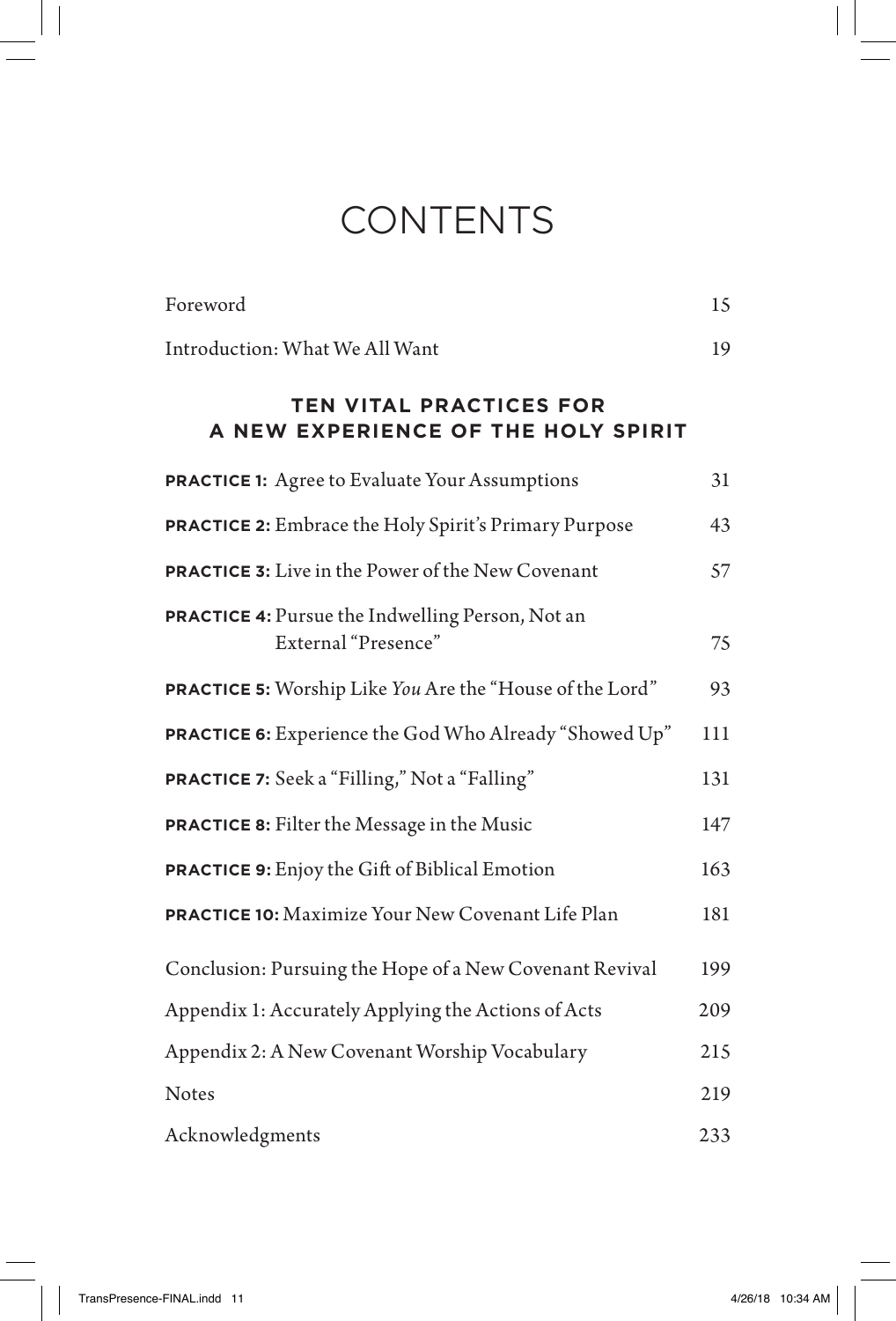# CONTENTS

| | |
|---|---|
| Foreword | 15 |
| Introduction: What We All Want | 19 |

## TEN VITAL PRACTICES FOR A NEW EXPERIENCE OF THE HOLY SPIRIT

| | |
|---|---|
| **PRACTICE 1:** Agree to Evaluate Your Assumptions | 31 |
| **PRACTICE 2:** Embrace the Holy Spirit's Primary Purpose | 43 |
| **PRACTICE 3:** Live in the Power of the New Covenant | 57 |
| **PRACTICE 4:** Pursue the Indwelling Person, Not an External "Presence" | 75 |
| **PRACTICE 5:** Worship Like *You* Are the "House of the Lord" | 93 |
| **PRACTICE 6:** Experience the God Who Already "Showed Up" | 111 |
| **PRACTICE 7:** Seek a "Filling," Not a "Falling" | 131 |
| **PRACTICE 8:** Filter the Message in the Music | 147 |
| **PRACTICE 9:** Enjoy the Gift of Biblical Emotion | 163 |
| **PRACTICE 10:** Maximize Your New Covenant Life Plan | 181 |
| Conclusion: Pursuing the Hope of a New Covenant Revival | 199 |
| Appendix 1: Accurately Applying the Actions of Acts | 209 |
| Appendix 2: A New Covenant Worship Vocabulary | 215 |
| Notes | 219 |
| Acknowledgments | 233 |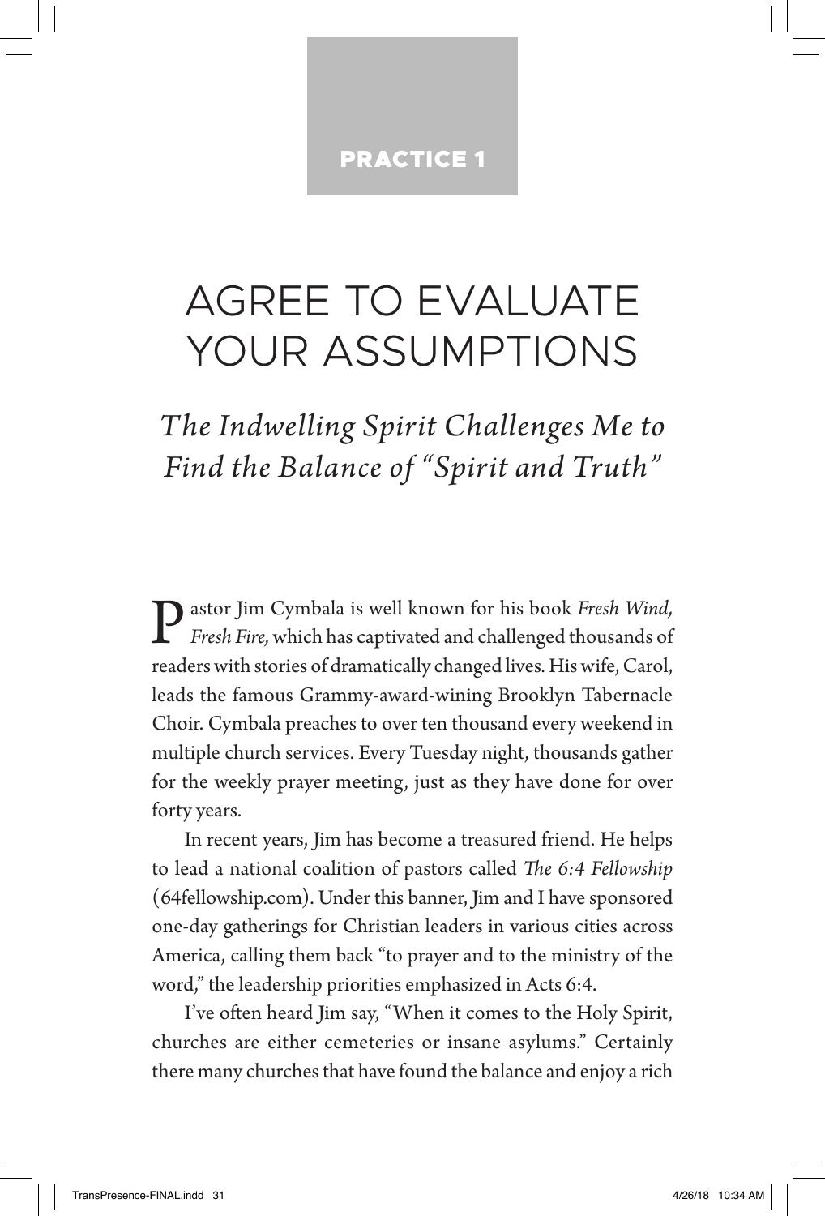PRACTICE 1

# AGREE TO EVALUATE YOUR ASSUMPTIONS

## *The Indwelling Spirit Challenges Me to Find the Balance of "Spirit and Truth"*

Pastor Jim Cymbala is well known for his book *Fresh Wind, Fresh Fire,* which has captivated and challenged thousands of readers with stories of dramatically changed lives. His wife, Carol, leads the famous Grammy-award-wining Brooklyn Tabernacle Choir. Cymbala preaches to over ten thousand every weekend in multiple church services. Every Tuesday night, thousands gather for the weekly prayer meeting, just as they have done for over forty years.

In recent years, Jim has become a treasured friend. He helps to lead a national coalition of pastors called *The 6:4 Fellowship* (64fellowship.com). Under this banner, Jim and I have sponsored one-day gatherings for Christian leaders in various cities across America, calling them back "to prayer and to the ministry of the word," the leadership priorities emphasized in Acts 6:4.

I've often heard Jim say, "When it comes to the Holy Spirit, churches are either cemeteries or insane asylums." Certainly there many churches that have found the balance and enjoy a rich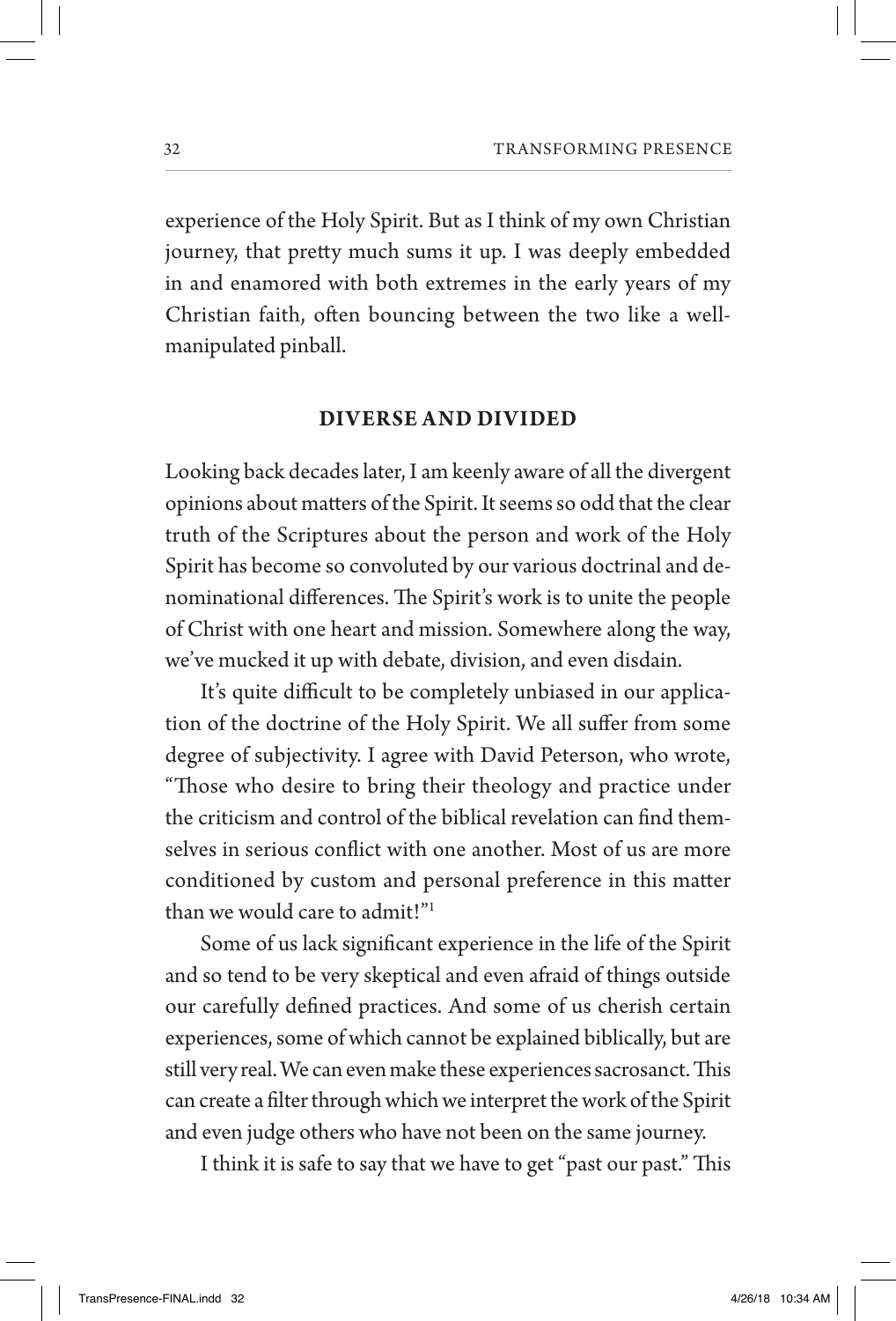experience of the Holy Spirit. But as I think of my own Christian journey, that pretty much sums it up. I was deeply embedded in and enamored with both extremes in the early years of my Christian faith, often bouncing between the two like a well-manipulated pinball.

## DIVERSE AND DIVIDED

Looking back decades later, I am keenly aware of all the divergent opinions about matters of the Spirit. It seems so odd that the clear truth of the Scriptures about the person and work of the Holy Spirit has become so convoluted by our various doctrinal and denominational differences. The Spirit's work is to unite the people of Christ with one heart and mission. Somewhere along the way, we've mucked it up with debate, division, and even disdain.

It's quite difficult to be completely unbiased in our application of the doctrine of the Holy Spirit. We all suffer from some degree of subjectivity. I agree with David Peterson, who wrote, "Those who desire to bring their theology and practice under the criticism and control of the biblical revelation can find themselves in serious conflict with one another. Most of us are more conditioned by custom and personal preference in this matter than we would care to admit!"[1]

Some of us lack significant experience in the life of the Spirit and so tend to be very skeptical and even afraid of things outside our carefully defined practices. And some of us cherish certain experiences, some of which cannot be explained biblically, but are still very real. We can even make these experiences sacrosanct. This can create a filter through which we interpret the work of the Spirit and even judge others who have not been on the same journey.

I think it is safe to say that we have to get "past our past." This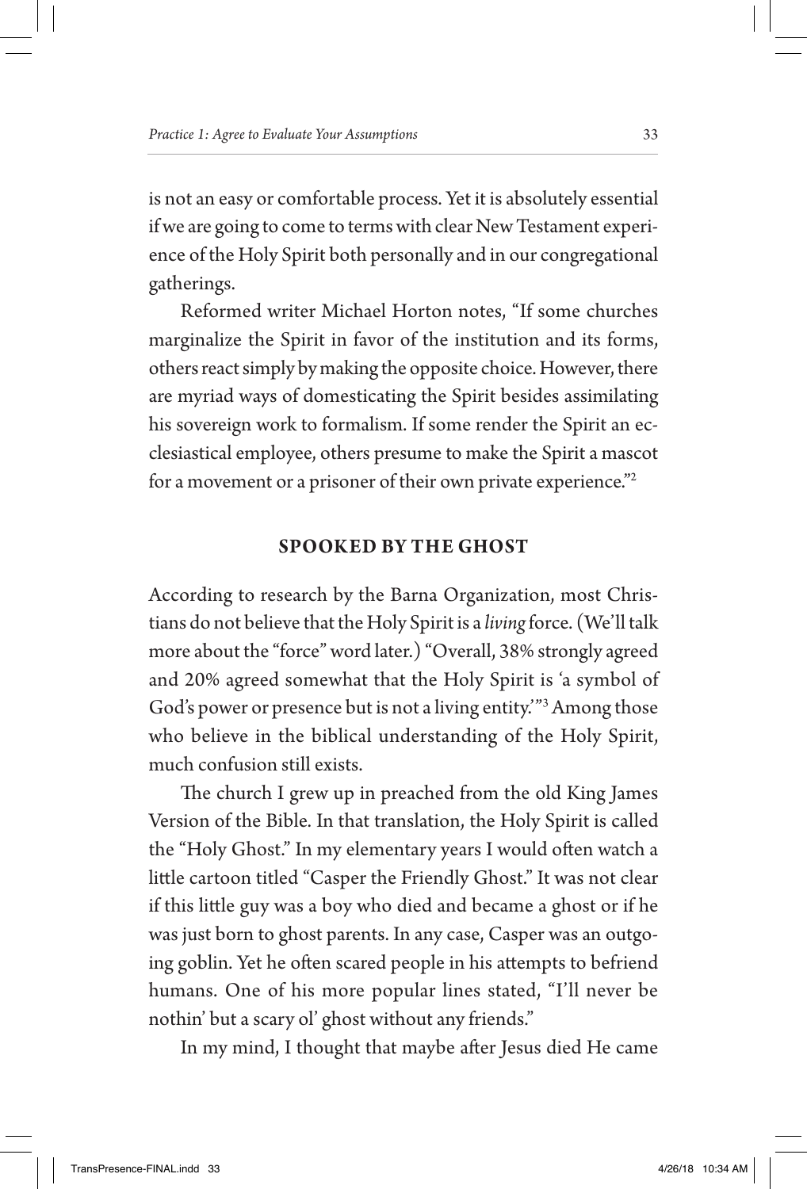is not an easy or comfortable process. Yet it is absolutely essential if we are going to come to terms with clear New Testament experience of the Holy Spirit both personally and in our congregational gatherings.

Reformed writer Michael Horton notes, "If some churches marginalize the Spirit in favor of the institution and its forms, others react simply by making the opposite choice. However, there are myriad ways of domesticating the Spirit besides assimilating his sovereign work to formalism. If some render the Spirit an ecclesiastical employee, others presume to make the Spirit a mascot for a movement or a prisoner of their own private experience."[2]

## SPOOKED BY THE GHOST

According to research by the Barna Organization, most Christians do not believe that the Holy Spirit is a *living* force. (We'll talk more about the "force" word later.) "Overall, 38% strongly agreed and 20% agreed somewhat that the Holy Spirit is 'a symbol of God's power or presence but is not a living entity.'"[3] Among those who believe in the biblical understanding of the Holy Spirit, much confusion still exists.

The church I grew up in preached from the old King James Version of the Bible. In that translation, the Holy Spirit is called the "Holy Ghost." In my elementary years I would often watch a little cartoon titled "Casper the Friendly Ghost." It was not clear if this little guy was a boy who died and became a ghost or if he was just born to ghost parents. In any case, Casper was an outgoing goblin. Yet he often scared people in his attempts to befriend humans. One of his more popular lines stated, "I'll never be nothin' but a scary ol' ghost without any friends."

In my mind, I thought that maybe after Jesus died He came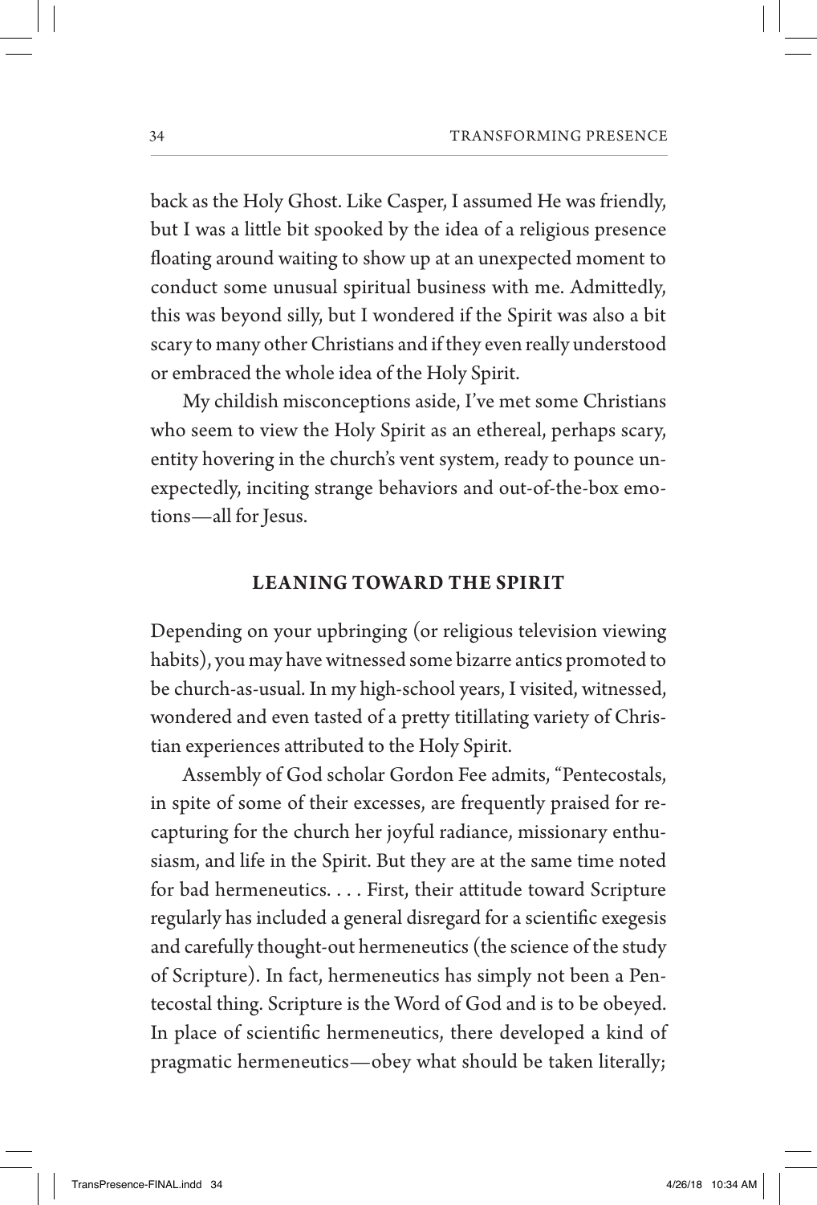back as the Holy Ghost. Like Casper, I assumed He was friendly, but I was a little bit spooked by the idea of a religious presence floating around waiting to show up at an unexpected moment to conduct some unusual spiritual business with me. Admittedly, this was beyond silly, but I wondered if the Spirit was also a bit scary to many other Christians and if they even really understood or embraced the whole idea of the Holy Spirit.

My childish misconceptions aside, I've met some Christians who seem to view the Holy Spirit as an ethereal, perhaps scary, entity hovering in the church's vent system, ready to pounce unexpectedly, inciting strange behaviors and out-of-the-box emotions—all for Jesus.

## LEANING TOWARD THE SPIRIT

Depending on your upbringing (or religious television viewing habits), you may have witnessed some bizarre antics promoted to be church-as-usual. In my high-school years, I visited, witnessed, wondered and even tasted of a pretty titillating variety of Christian experiences attributed to the Holy Spirit.

Assembly of God scholar Gordon Fee admits, "Pentecostals, in spite of some of their excesses, are frequently praised for recapturing for the church her joyful radiance, missionary enthusiasm, and life in the Spirit. But they are at the same time noted for bad hermeneutics. . . . First, their attitude toward Scripture regularly has included a general disregard for a scientific exegesis and carefully thought-out hermeneutics (the science of the study of Scripture). In fact, hermeneutics has simply not been a Pentecostal thing. Scripture is the Word of God and is to be obeyed. In place of scientific hermeneutics, there developed a kind of pragmatic hermeneutics—obey what should be taken literally;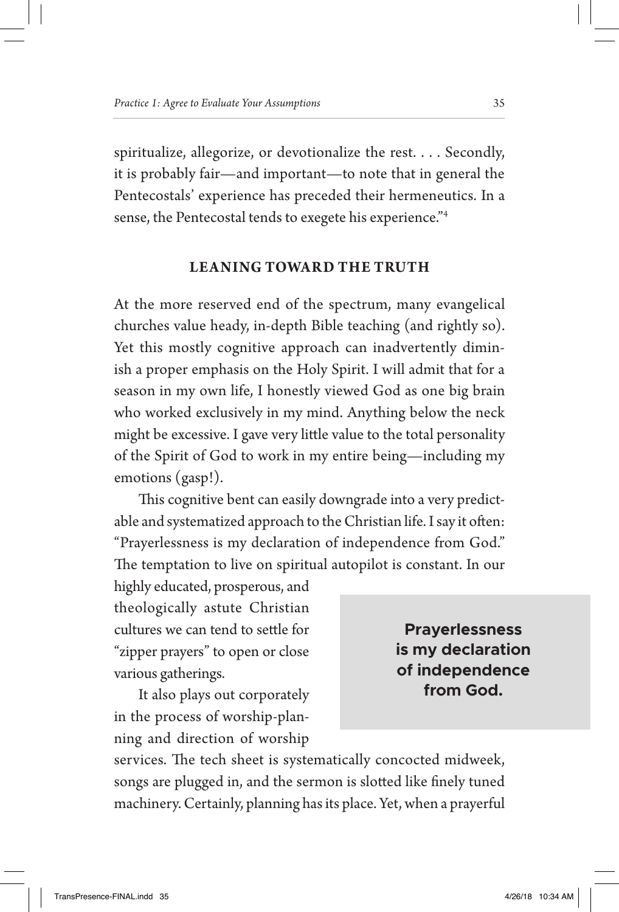spiritualize, allegorize, or devotionalize the rest. . . . Secondly, it is probably fair—and important—to note that in general the Pentecostals' experience has preceded their hermeneutics. In a sense, the Pentecostal tends to exegete his experience."[4]

## LEANING TOWARD THE TRUTH

At the more reserved end of the spectrum, many evangelical churches value heady, in-depth Bible teaching (and rightly so). Yet this mostly cognitive approach can inadvertently diminish a proper emphasis on the Holy Spirit. I will admit that for a season in my own life, I honestly viewed God as one big brain who worked exclusively in my mind. Anything below the neck might be excessive. I gave very little value to the total personality of the Spirit of God to work in my entire being—including my emotions (gasp!).

This cognitive bent can easily downgrade into a very predictable and systematized approach to the Christian life. I say it often: "Prayerlessness is my declaration of independence from God." The temptation to live on spiritual autopilot is constant. In our highly educated, prosperous, and theologically astute Christian cultures we can tend to settle for "zipper prayers" to open or close various gatherings.

> **Prayerlessness is my declaration of independence from God.**

It also plays out corporately in the process of worship-planning and direction of worship services. The tech sheet is systematically concocted midweek, songs are plugged in, and the sermon is slotted like finely tuned machinery. Certainly, planning has its place. Yet, when a prayerful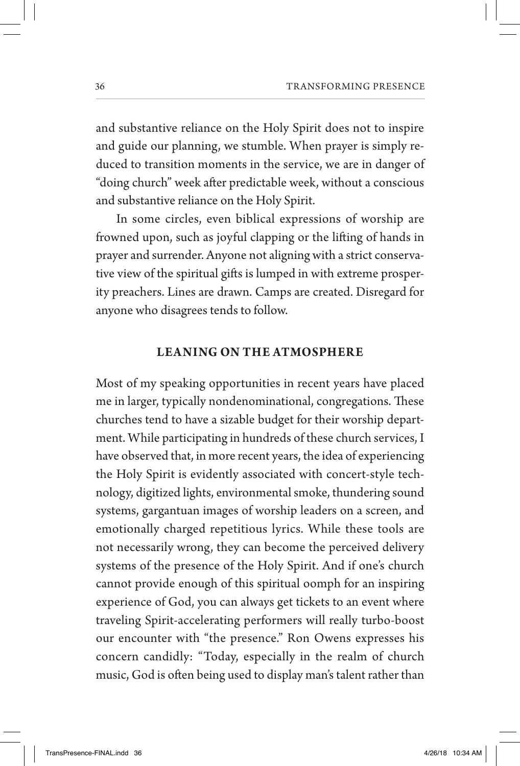and substantive reliance on the Holy Spirit does not to inspire and guide our planning, we stumble. When prayer is simply reduced to transition moments in the service, we are in danger of "doing church" week after predictable week, without a conscious and substantive reliance on the Holy Spirit.

In some circles, even biblical expressions of worship are frowned upon, such as joyful clapping or the lifting of hands in prayer and surrender. Anyone not aligning with a strict conservative view of the spiritual gifts is lumped in with extreme prosperity preachers. Lines are drawn. Camps are created. Disregard for anyone who disagrees tends to follow.

## LEANING ON THE ATMOSPHERE

Most of my speaking opportunities in recent years have placed me in larger, typically nondenominational, congregations. These churches tend to have a sizable budget for their worship department. While participating in hundreds of these church services, I have observed that, in more recent years, the idea of experiencing the Holy Spirit is evidently associated with concert-style technology, digitized lights, environmental smoke, thundering sound systems, gargantuan images of worship leaders on a screen, and emotionally charged repetitious lyrics. While these tools are not necessarily wrong, they can become the perceived delivery systems of the presence of the Holy Spirit. And if one's church cannot provide enough of this spiritual oomph for an inspiring experience of God, you can always get tickets to an event where traveling Spirit-accelerating performers will really turbo-boost our encounter with "the presence." Ron Owens expresses his concern candidly: "Today, especially in the realm of church music, God is often being used to display man's talent rather than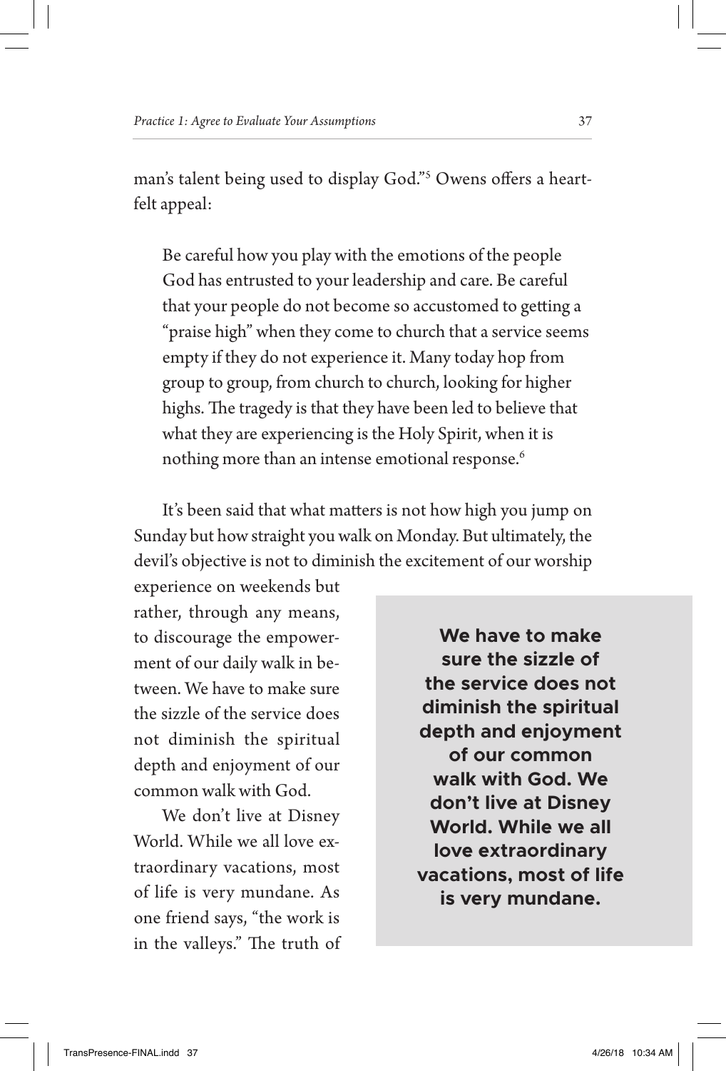man's talent being used to display God."[5] Owens offers a heartfelt appeal:

> Be careful how you play with the emotions of the people God has entrusted to your leadership and care. Be careful that your people do not become so accustomed to getting a "praise high" when they come to church that a service seems empty if they do not experience it. Many today hop from group to group, from church to church, looking for higher highs. The tragedy is that they have been led to believe that what they are experiencing is the Holy Spirit, when it is nothing more than an intense emotional response.[6]

It's been said that what matters is not how high you jump on Sunday but how straight you walk on Monday. But ultimately, the devil's objective is not to diminish the excitement of our worship experience on weekends but rather, through any means, to discourage the empowerment of our daily walk in between. We have to make sure the sizzle of the service does not diminish the spiritual depth and enjoyment of our common walk with God.

> **We have to make sure the sizzle of the service does not diminish the spiritual depth and enjoyment of our common walk with God. We don't live at Disney World. While we all love extraordinary vacations, most of life is very mundane.**

We don't live at Disney World. While we all love extraordinary vacations, most of life is very mundane. As one friend says, "the work is in the valleys." The truth of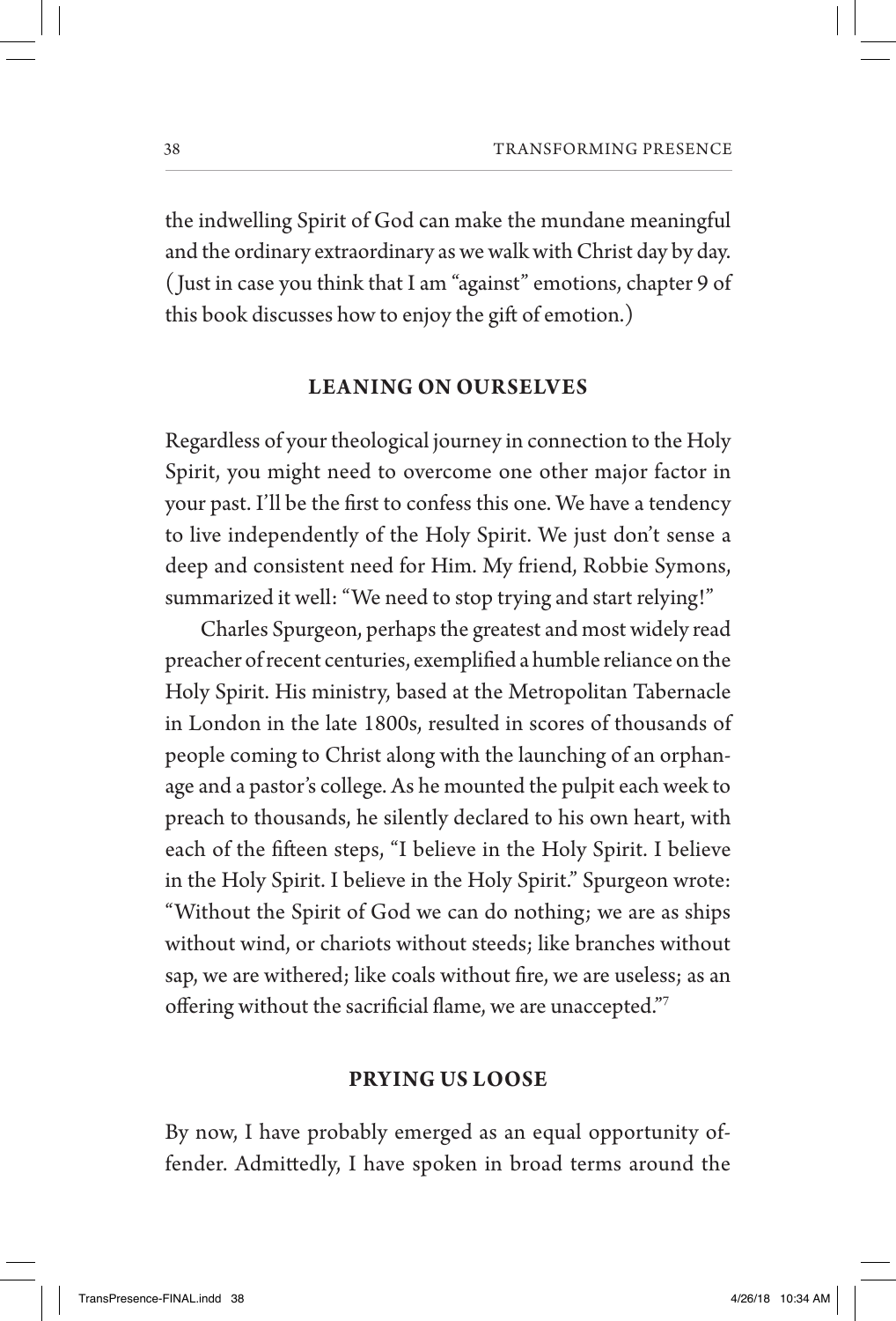the indwelling Spirit of God can make the mundane meaningful and the ordinary extraordinary as we walk with Christ day by day. (Just in case you think that I am "against" emotions, chapter 9 of this book discusses how to enjoy the gift of emotion.)

## LEANING ON OURSELVES

Regardless of your theological journey in connection to the Holy Spirit, you might need to overcome one other major factor in your past. I'll be the first to confess this one. We have a tendency to live independently of the Holy Spirit. We just don't sense a deep and consistent need for Him. My friend, Robbie Symons, summarized it well: "We need to stop trying and start relying!"

Charles Spurgeon, perhaps the greatest and most widely read preacher of recent centuries, exemplified a humble reliance on the Holy Spirit. His ministry, based at the Metropolitan Tabernacle in London in the late 1800s, resulted in scores of thousands of people coming to Christ along with the launching of an orphanage and a pastor's college. As he mounted the pulpit each week to preach to thousands, he silently declared to his own heart, with each of the fifteen steps, "I believe in the Holy Spirit. I believe in the Holy Spirit. I believe in the Holy Spirit." Spurgeon wrote: "Without the Spirit of God we can do nothing; we are as ships without wind, or chariots without steeds; like branches without sap, we are withered; like coals without fire, we are useless; as an offering without the sacrificial flame, we are unaccepted."[7]

## PRYING US LOOSE

By now, I have probably emerged as an equal opportunity offender. Admittedly, I have spoken in broad terms around the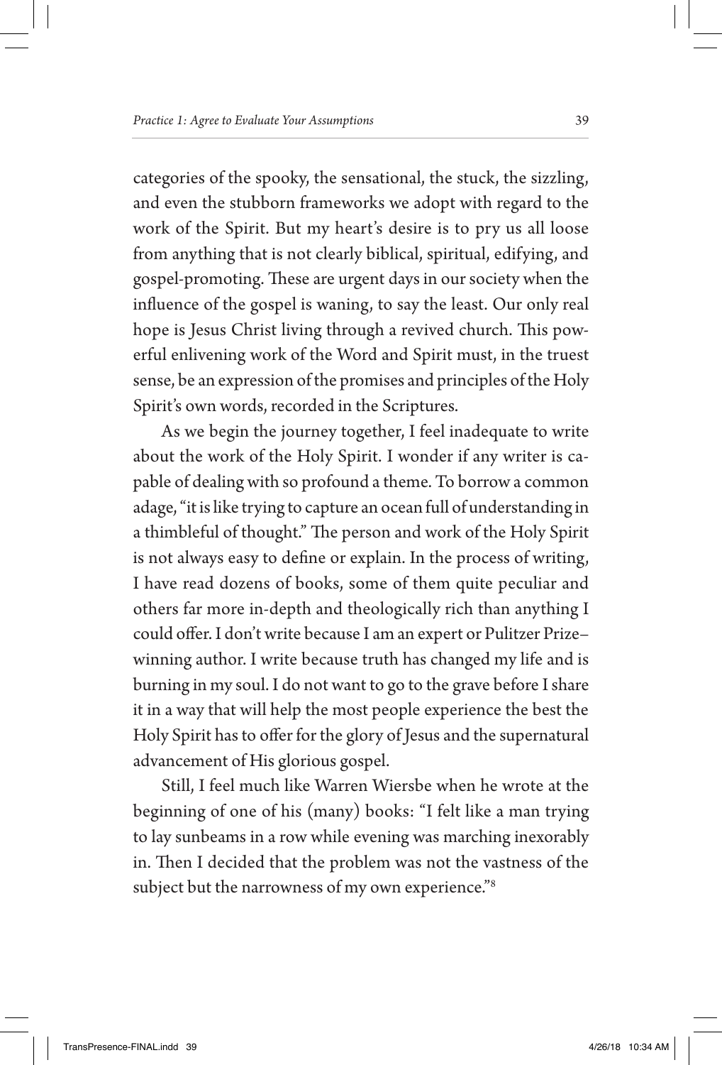categories of the spooky, the sensational, the stuck, the sizzling, and even the stubborn frameworks we adopt with regard to the work of the Spirit. But my heart's desire is to pry us all loose from anything that is not clearly biblical, spiritual, edifying, and gospel-promoting. These are urgent days in our society when the influence of the gospel is waning, to say the least. Our only real hope is Jesus Christ living through a revived church. This powerful enlivening work of the Word and Spirit must, in the truest sense, be an expression of the promises and principles of the Holy Spirit's own words, recorded in the Scriptures.

As we begin the journey together, I feel inadequate to write about the work of the Holy Spirit. I wonder if any writer is capable of dealing with so profound a theme. To borrow a common adage, "it is like trying to capture an ocean full of understanding in a thimbleful of thought." The person and work of the Holy Spirit is not always easy to define or explain. In the process of writing, I have read dozens of books, some of them quite peculiar and others far more in-depth and theologically rich than anything I could offer. I don't write because I am an expert or Pulitzer Prize–winning author. I write because truth has changed my life and is burning in my soul. I do not want to go to the grave before I share it in a way that will help the most people experience the best the Holy Spirit has to offer for the glory of Jesus and the supernatural advancement of His glorious gospel.

Still, I feel much like Warren Wiersbe when he wrote at the beginning of one of his (many) books: "I felt like a man trying to lay sunbeams in a row while evening was marching inexorably in. Then I decided that the problem was not the vastness of the subject but the narrowness of my own experience."[8]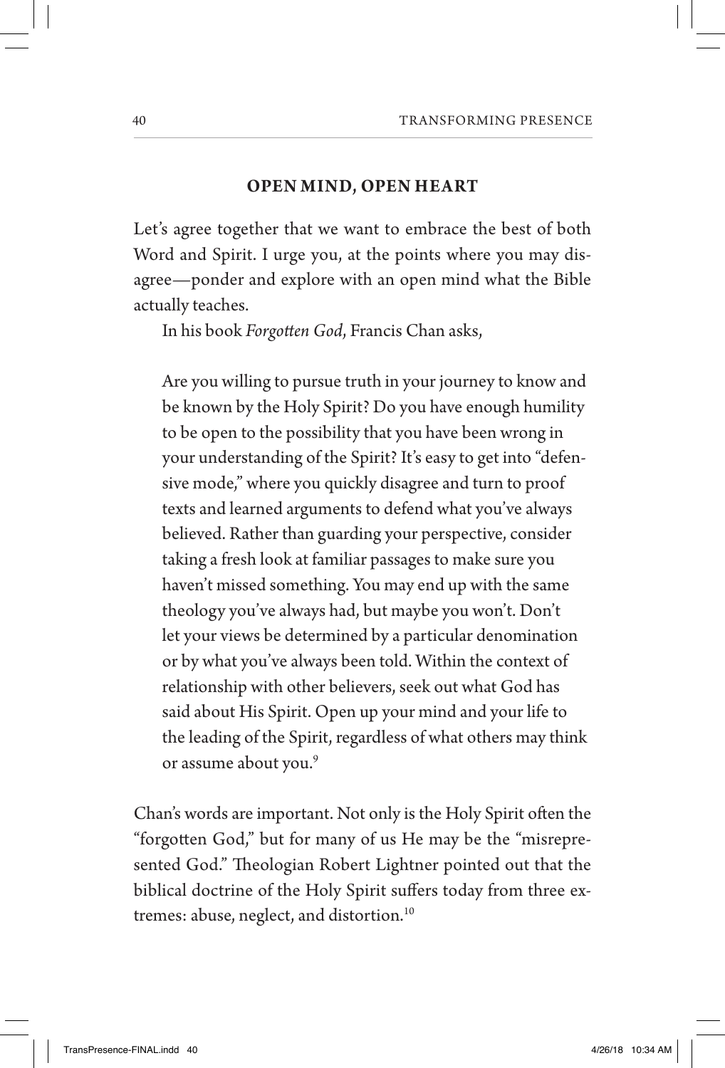## OPEN MIND, OPEN HEART

Let's agree together that we want to embrace the best of both Word and Spirit. I urge you, at the points where you may disagree—ponder and explore with an open mind what the Bible actually teaches.

In his book *Forgotten God*, Francis Chan asks,

> Are you willing to pursue truth in your journey to know and be known by the Holy Spirit? Do you have enough humility to be open to the possibility that you have been wrong in your understanding of the Spirit? It's easy to get into "defensive mode," where you quickly disagree and turn to proof texts and learned arguments to defend what you've always believed. Rather than guarding your perspective, consider taking a fresh look at familiar passages to make sure you haven't missed something. You may end up with the same theology you've always had, but maybe you won't. Don't let your views be determined by a particular denomination or by what you've always been told. Within the context of relationship with other believers, seek out what God has said about His Spirit. Open up your mind and your life to the leading of the Spirit, regardless of what others may think or assume about you.[9]

Chan's words are important. Not only is the Holy Spirit often the "forgotten God," but for many of us He may be the "misrepresented God." Theologian Robert Lightner pointed out that the biblical doctrine of the Holy Spirit suffers today from three extremes: abuse, neglect, and distortion.[10]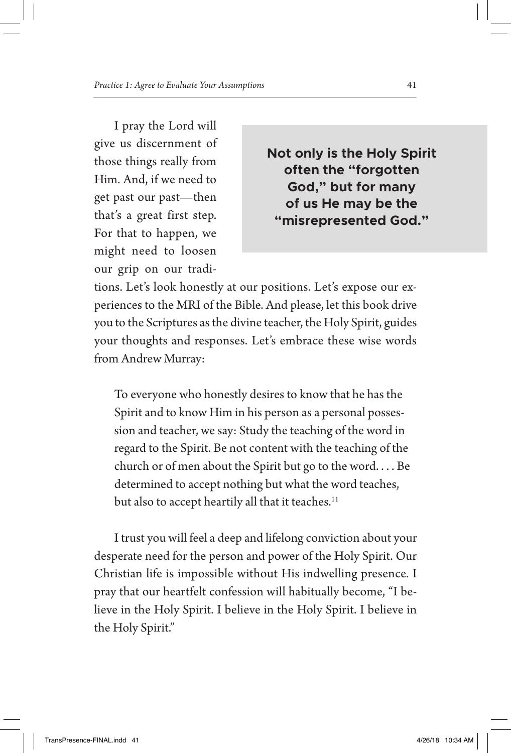I pray the Lord will give us discernment of those things really from Him. And, if we need to get past our past—then that's a great first step. For that to happen, we might need to loosen our grip on our traditions. Let's look honestly at our positions. Let's expose our experiences to the MRI of the Bible. And please, let this book drive you to the Scriptures as the divine teacher, the Holy Spirit, guides your thoughts and responses. Let's embrace these wise words from Andrew Murray:

**Not only is the Holy Spirit often the "forgotten God," but for many of us He may be the "misrepresented God."**

> To everyone who honestly desires to know that he has the Spirit and to know Him in his person as a personal possession and teacher, we say: Study the teaching of the word in regard to the Spirit. Be not content with the teaching of the church or of men about the Spirit but go to the word. . . . Be determined to accept nothing but what the word teaches, but also to accept heartily all that it teaches.[11]

I trust you will feel a deep and lifelong conviction about your desperate need for the person and power of the Holy Spirit. Our Christian life is impossible without His indwelling presence. I pray that our heartfelt confession will habitually become, "I believe in the Holy Spirit. I believe in the Holy Spirit. I believe in the Holy Spirit."